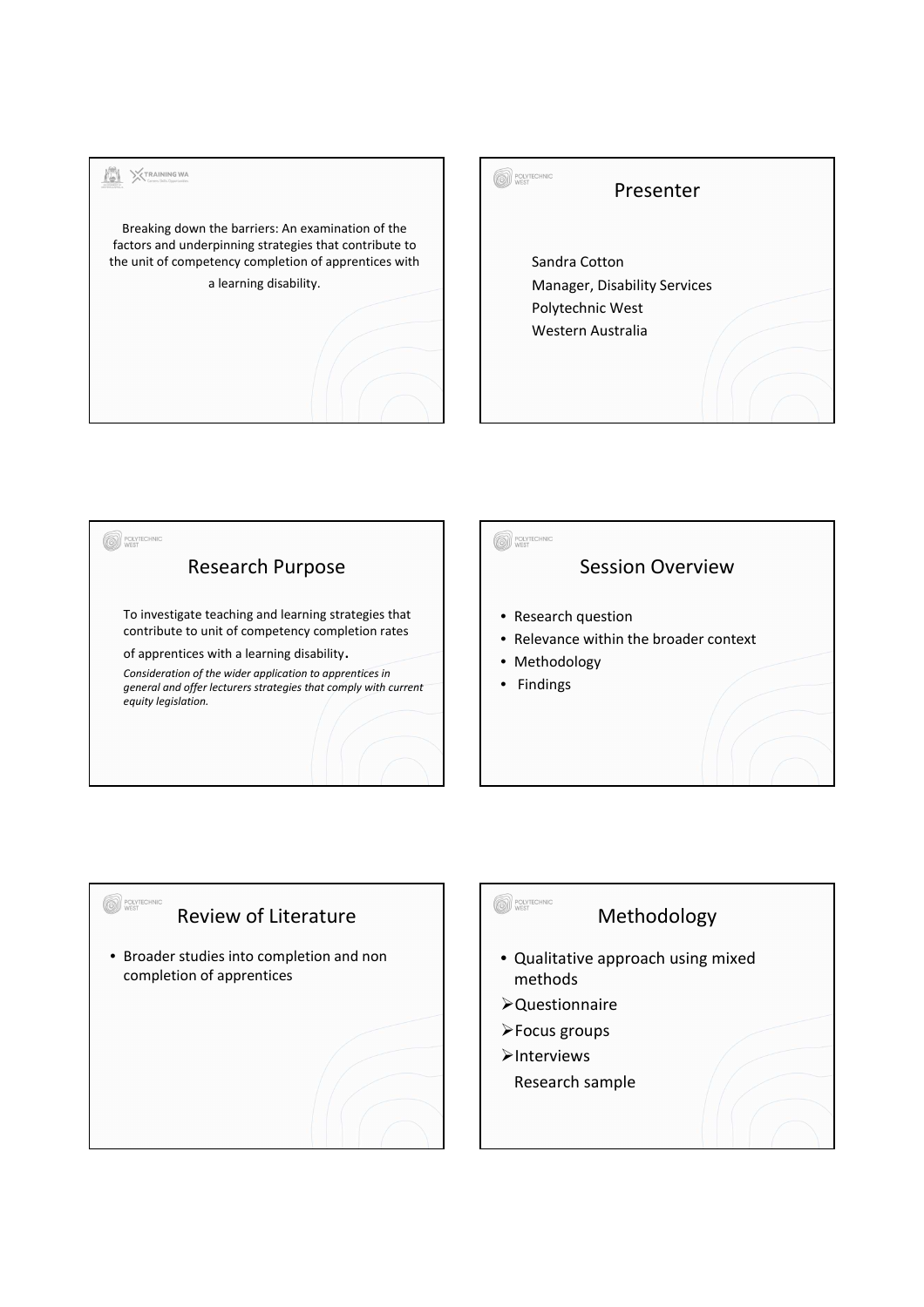Breaking down the barriers: An examination of the factors and underpinning strategies that contribute to the unit of competency completion of apprentices with a learning disability.

## Presenter

Sandra Cotton
Manager, Disability Services
Polytechnic West
Western Australia

## Research Purpose

To investigate teaching and learning strategies that contribute to unit of competency completion rates of apprentices with a learning disability.

*Consideration of the wider application to apprentices in general and offer lecturers strategies that comply with current equity legislation.*

## Session Overview

- Research question
- Relevance within the broader context
- Methodology
- Findings

## Review of Literature

- Broader studies into completion and non completion of apprentices

## Methodology

- Qualitative approach using mixed methods
- Questionnaire
- Focus groups
- Interviews

Research sample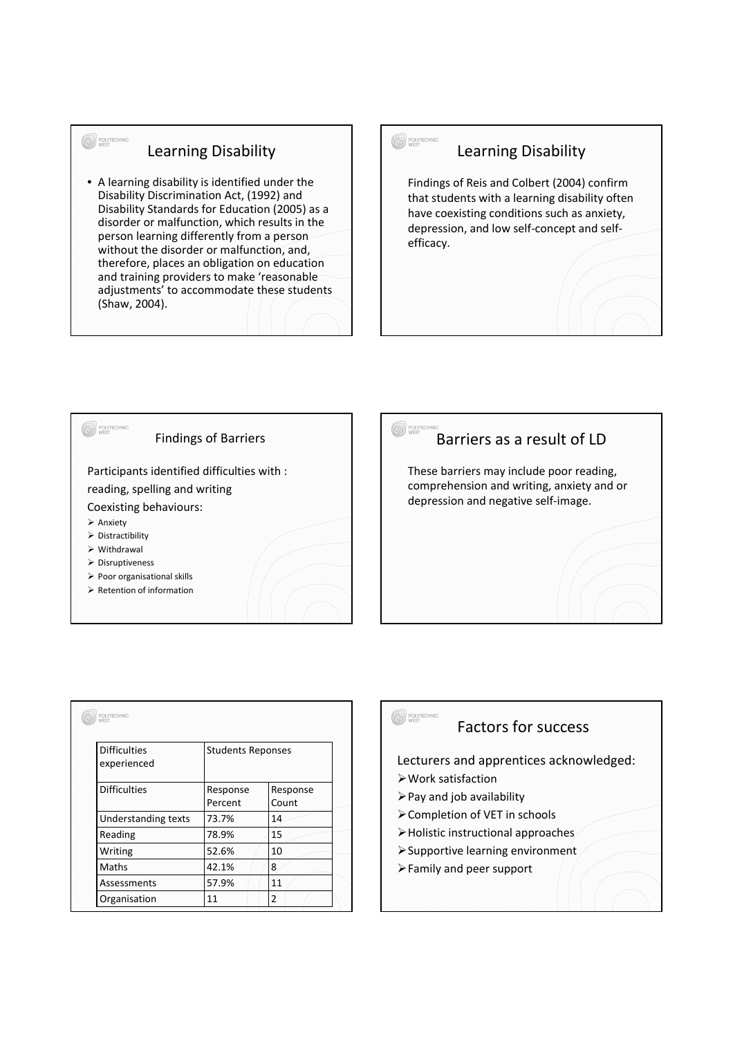## Learning Disability

- A learning disability is identified under the Disability Discrimination Act, (1992) and Disability Standards for Education (2005) as a disorder or malfunction, which results in the person learning differently from a person without the disorder or malfunction, and, therefore, places an obligation on education and training providers to make 'reasonable adjustments' to accommodate these students (Shaw, 2004).

## Learning Disability

Findings of Reis and Colbert (2004) confirm that students with a learning disability often have coexisting conditions such as anxiety, depression, and low self-concept and self-efficacy.

## Findings of Barriers

Participants identified difficulties with :

reading, spelling and writing

Coexisting behaviours:

- Anxiety
- Distractibility
- Withdrawal
- Disruptiveness
- Poor organisational skills
- Retention of information

## Barriers as a result of LD

These barriers may include poor reading, comprehension and writing, anxiety and or depression and negative self-image.

| Difficulties experienced | Students Reponses | |
|---|---|---|
| Difficulties | Response Percent | Response Count |
| Understanding texts | 73.7% | 14 |
| Reading | 78.9% | 15 |
| Writing | 52.6% | 10 |
| Maths | 42.1% | 8 |
| Assessments | 57.9% | 11 |
| Organisation | 11 | 2 |

## Factors for success

Lecturers and apprentices acknowledged:

- Work satisfaction
- Pay and job availability
- Completion of VET in schools
- Holistic instructional approaches
- Supportive learning environment
- Family and peer support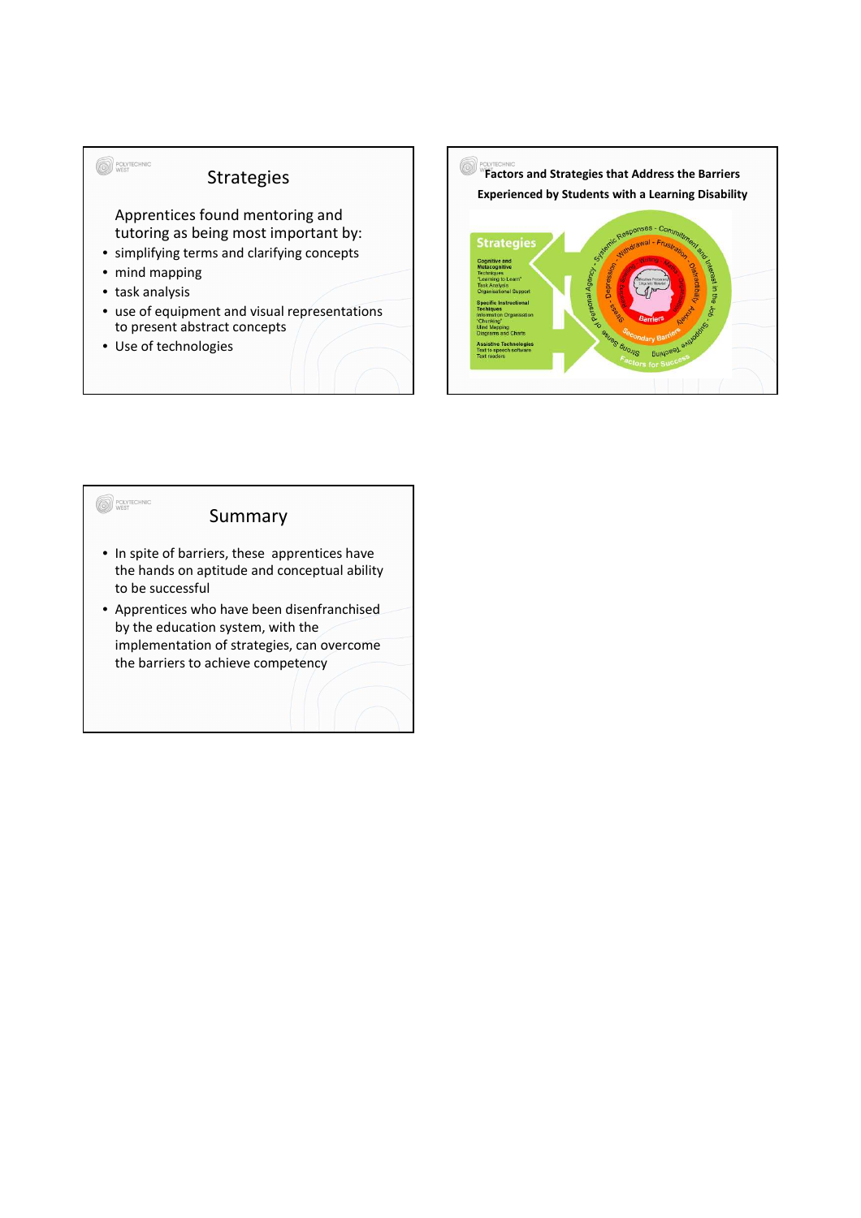## Strategies

Apprentices found mentoring and tutoring as being most important by:

- simplifying terms and clarifying concepts
- mind mapping
- task analysis
- use of equipment and visual representations to present abstract concepts
- Use of technologies

## Factors and Strategies that Address the Barriers Experienced by Students with a Learning Disability

Strategies

Cognitive and Metacognitive Techniques
"Learning to Learn"
Task Analysis
Organisational Support

Specific Instructional Techniques
Information Organisation
"Chunking"
Mind Mapping
Diagrams and Charts

Assistive Technologies
Text to speech software
Text readers

Systemic Responses - Commitment and Interest in the job - Supportive Teaching - Strong Sense of Personal Agency

Withdrawal - Frustration - Distractibility - Anxiety - Stress - Depression

Barriers

Secondary Barriers

Factors for Success

## Summary

- In spite of barriers, these apprentices have the hands on aptitude and conceptual ability to be successful
- Apprentices who have been disenfranchised by the education system, with the implementation of strategies, can overcome the barriers to achieve competency